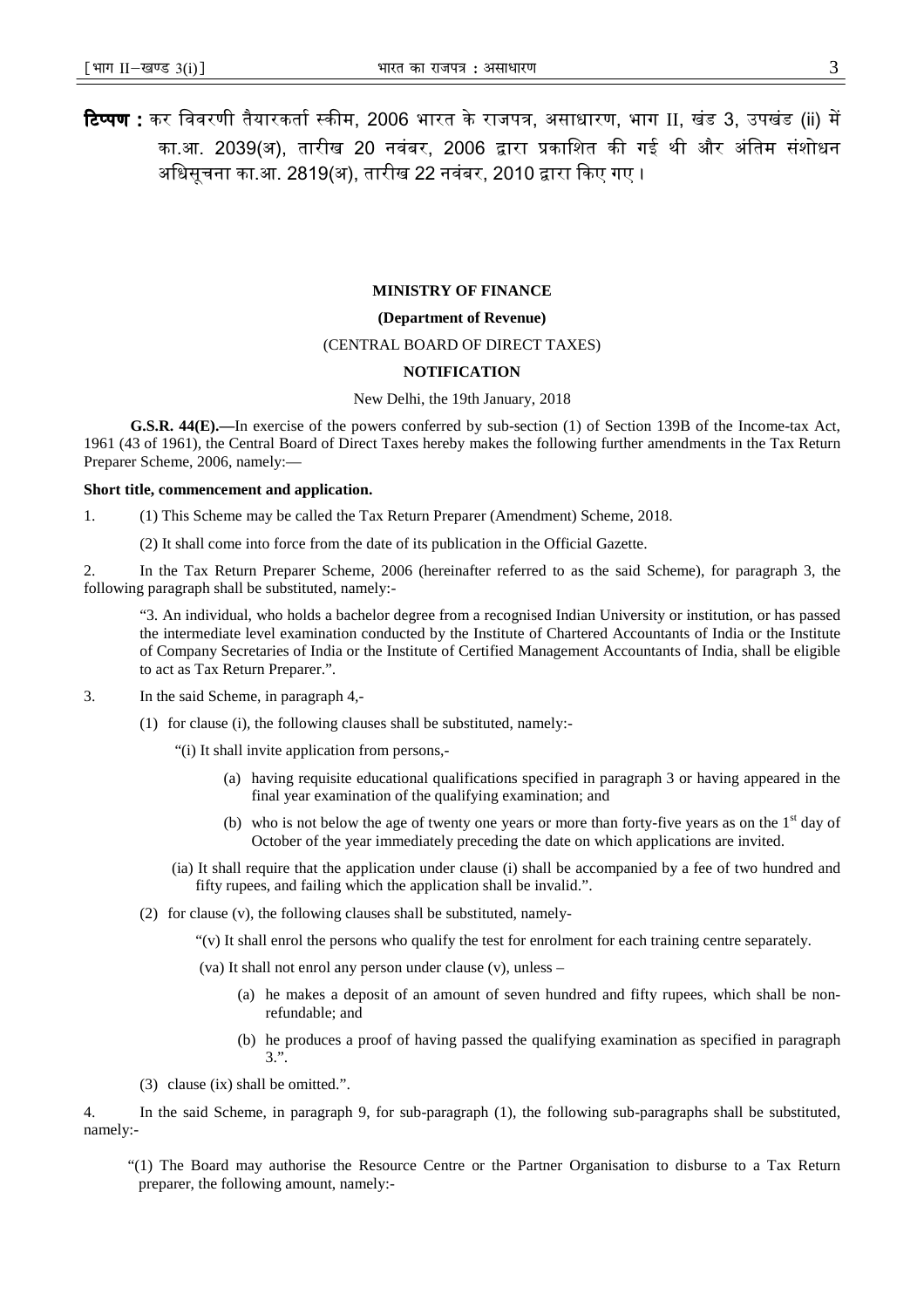**टिप्पण :** कर विवरणी तैयारकर्ता स्कीम, 2006 भारत के राजपत्र, असाधारण, भाग II, खंड 3, उपखंड (ii) में का.आ. 2039(अ), तारीख 20 नवंबर, 2006 द्वारा प्रकाशित की गई थी और अंतिम संशोधन अधिसूचना का.आ. 2819(अ), तारीख 22 नवंबर, 2010 द्वारा किए गए।

**MINISTRY OF FINANCE**

**(Department of Revenue)**

(CENTRAL BOARD OF DIRECT TAXES)

**NOTIFICATION**

New Delhi, the 19th January, 2018

**G.S.R. 44(E).—**In exercise of the powers conferred by sub-section (1) of Section 139B of the Income-tax Act, 1961 (43 of 1961), the Central Board of Direct Taxes hereby makes the following further amendments in the Tax Return Preparer Scheme, 2006, namely:—

**Short title, commencement and application.**

1. (1) This Scheme may be called the Tax Return Preparer (Amendment) Scheme, 2018.

   (2) It shall come into force from the date of its publication in the Official Gazette.

2. In the Tax Return Preparer Scheme, 2006 (hereinafter referred to as the said Scheme), for paragraph 3, the following paragraph shall be substituted, namely:-

   "3. An individual, who holds a bachelor degree from a recognised Indian University or institution, or has passed the intermediate level examination conducted by the Institute of Chartered Accountants of India or the Institute of Company Secretaries of India or the Institute of Certified Management Accountants of India, shall be eligible to act as Tax Return Preparer.".

3. In the said Scheme, in paragraph 4,-

   (1) for clause (i), the following clauses shall be substituted, namely:-

   "(i) It shall invite application from persons,-

   (a) having requisite educational qualifications specified in paragraph 3 or having appeared in the final year examination of the qualifying examination; and

   (b) who is not below the age of twenty one years or more than forty-five years as on the 1st day of October of the year immediately preceding the date on which applications are invited.

   (ia) It shall require that the application under clause (i) shall be accompanied by a fee of two hundred and fifty rupees, and failing which the application shall be invalid.".

   (2) for clause (v), the following clauses shall be substituted, namely-

   "(v) It shall enrol the persons who qualify the test for enrolment for each training centre separately.

   (va) It shall not enrol any person under clause (v), unless –

   (a) he makes a deposit of an amount of seven hundred and fifty rupees, which shall be non-refundable; and

   (b) he produces a proof of having passed the qualifying examination as specified in paragraph 3.".

   (3) clause (ix) shall be omitted.".

4. In the said Scheme, in paragraph 9, for sub-paragraph (1), the following sub-paragraphs shall be substituted, namely:-

   "(1) The Board may authorise the Resource Centre or the Partner Organisation to disburse to a Tax Return preparer, the following amount, namely:-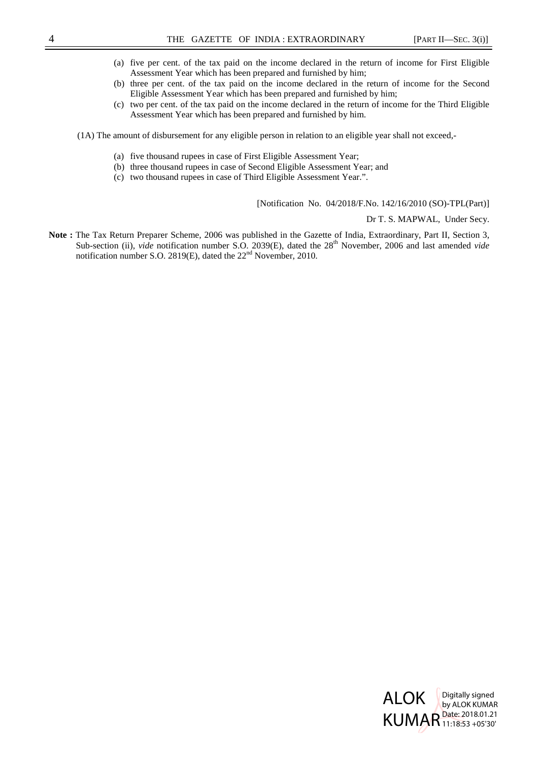(a) five per cent. of the tax paid on the income declared in the return of income for First Eligible Assessment Year which has been prepared and furnished by him;

(b) three per cent. of the tax paid on the income declared in the return of income for the Second Eligible Assessment Year which has been prepared and furnished by him;

(c) two per cent. of the tax paid on the income declared in the return of income for the Third Eligible Assessment Year which has been prepared and furnished by him.

(1A) The amount of disbursement for any eligible person in relation to an eligible year shall not exceed,-

(a) five thousand rupees in case of First Eligible Assessment Year;

(b) three thousand rupees in case of Second Eligible Assessment Year; and

(c) two thousand rupees in case of Third Eligible Assessment Year.".

[Notification No. 04/2018/F.No. 142/16/2010 (SO)-TPL(Part)]

Dr T. S. MAPWAL, Under Secy.

**Note :** The Tax Return Preparer Scheme, 2006 was published in the Gazette of India, Extraordinary, Part II, Section 3, Sub-section (ii), *vide* notification number S.O. 2039(E), dated the 28th November, 2006 and last amended *vide* notification number S.O. 2819(E), dated the 22nd November, 2010.

ALOK KUMAR Digitally signed by ALOK KUMAR Date: 2018.01.21 11:18:53 +05'30'